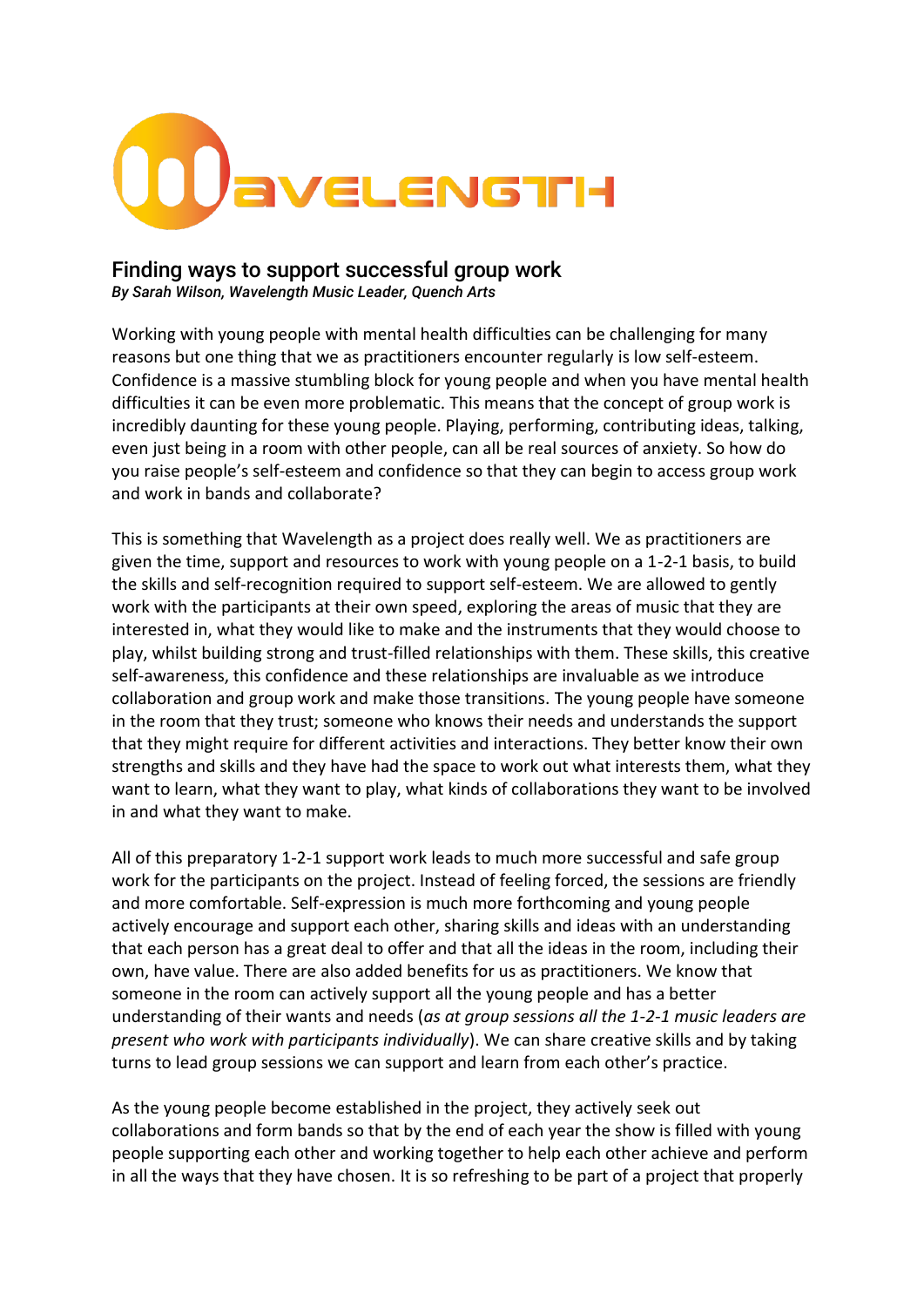# WAVELENGTH

## Finding ways to support successful group work

***By Sarah Wilson, Wavelength Music Leader, Quench Arts***

Working with young people with mental health difficulties can be challenging for many reasons but one thing that we as practitioners encounter regularly is low self-esteem. Confidence is a massive stumbling block for young people and when you have mental health difficulties it can be even more problematic. This means that the concept of group work is incredibly daunting for these young people. Playing, performing, contributing ideas, talking, even just being in a room with other people, can all be real sources of anxiety. So how do you raise people's self-esteem and confidence so that they can begin to access group work and work in bands and collaborate?

This is something that Wavelength as a project does really well. We as practitioners are given the time, support and resources to work with young people on a 1-2-1 basis, to build the skills and self-recognition required to support self-esteem. We are allowed to gently work with the participants at their own speed, exploring the areas of music that they are interested in, what they would like to make and the instruments that they would choose to play, whilst building strong and trust-filled relationships with them. These skills, this creative self-awareness, this confidence and these relationships are invaluable as we introduce collaboration and group work and make those transitions. The young people have someone in the room that they trust; someone who knows their needs and understands the support that they might require for different activities and interactions. They better know their own strengths and skills and they have had the space to work out what interests them, what they want to learn, what they want to play, what kinds of collaborations they want to be involved in and what they want to make.

All of this preparatory 1-2-1 support work leads to much more successful and safe group work for the participants on the project. Instead of feeling forced, the sessions are friendly and more comfortable. Self-expression is much more forthcoming and young people actively encourage and support each other, sharing skills and ideas with an understanding that each person has a great deal to offer and that all the ideas in the room, including their own, have value. There are also added benefits for us as practitioners. We know that someone in the room can actively support all the young people and has a better understanding of their wants and needs (*as at group sessions all the 1-2-1 music leaders are present who work with participants individually*). We can share creative skills and by taking turns to lead group sessions we can support and learn from each other's practice.

As the young people become established in the project, they actively seek out collaborations and form bands so that by the end of each year the show is filled with young people supporting each other and working together to help each other achieve and perform in all the ways that they have chosen. It is so refreshing to be part of a project that properly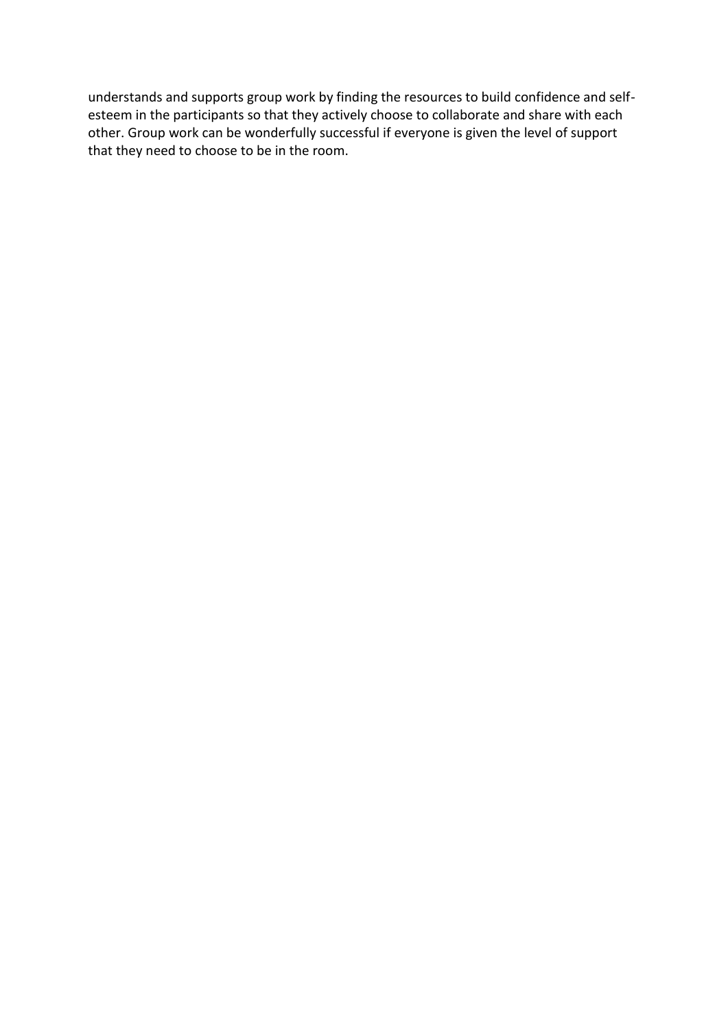understands and supports group work by finding the resources to build confidence and self-esteem in the participants so that they actively choose to collaborate and share with each other. Group work can be wonderfully successful if everyone is given the level of support that they need to choose to be in the room.